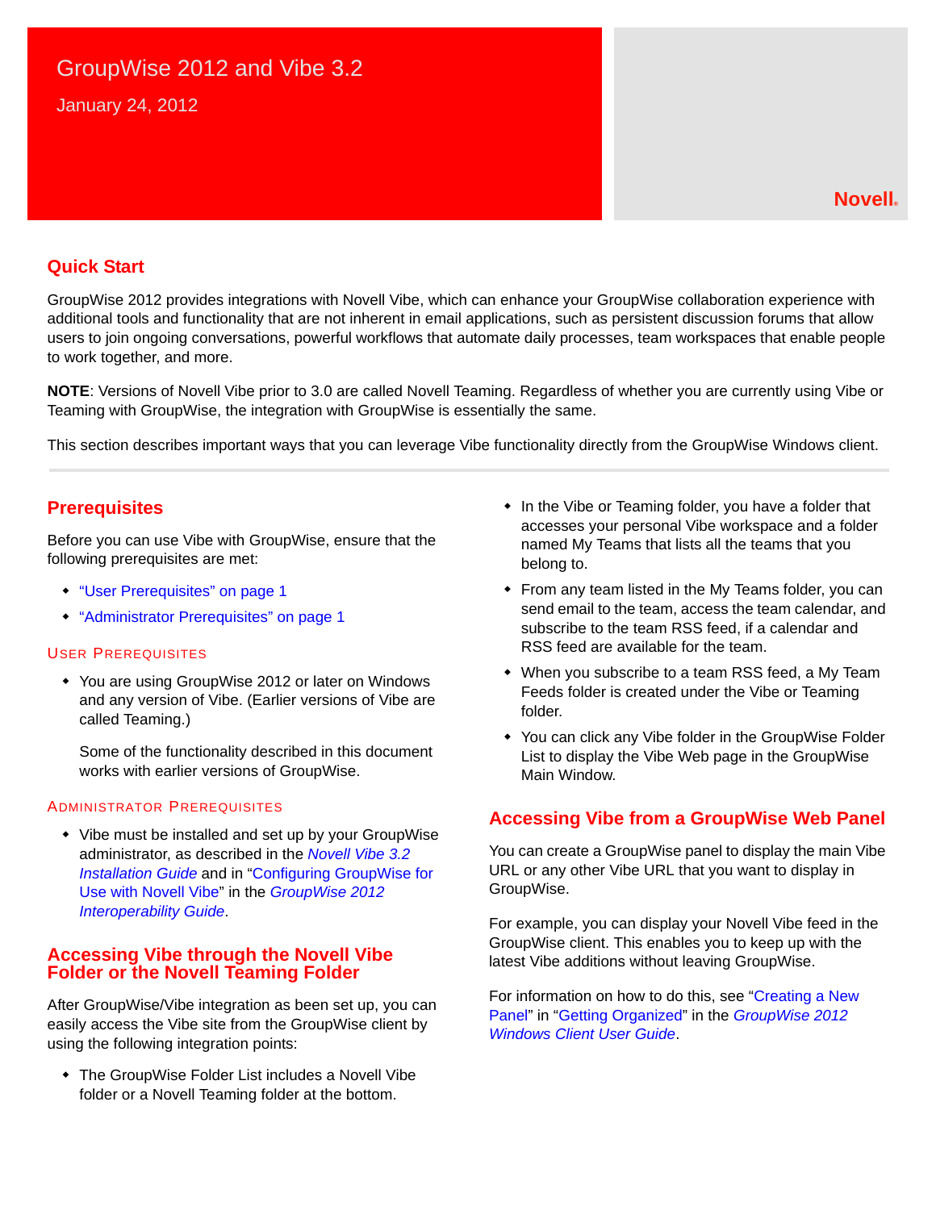# GroupWise 2012 and Vibe 3.2

January 24, 2012

Novell.

## Quick Start

GroupWise 2012 provides integrations with Novell Vibe, which can enhance your GroupWise collaboration experience with additional tools and functionality that are not inherent in email applications, such as persistent discussion forums that allow users to join ongoing conversations, powerful workflows that automate daily processes, team workspaces that enable people to work together, and more.

**NOTE**: Versions of Novell Vibe prior to 3.0 are called Novell Teaming. Regardless of whether you are currently using Vibe or Teaming with GroupWise, the integration with GroupWise is essentially the same.

This section describes important ways that you can leverage Vibe functionality directly from the GroupWise Windows client.

---

## Prerequisites

Before you can use Vibe with GroupWise, ensure that the following prerequisites are met:

- "User Prerequisites" on page 1
- "Administrator Prerequisites" on page 1

### User Prerequisites

- You are using GroupWise 2012 or later on Windows and any version of Vibe. (Earlier versions of Vibe are called Teaming.)

  Some of the functionality described in this document works with earlier versions of GroupWise.

### Administrator Prerequisites

- Vibe must be installed and set up by your GroupWise administrator, as described in the *Novell Vibe 3.2 Installation Guide* and in "Configuring GroupWise for Use with Novell Vibe" in the *GroupWise 2012 Interoperability Guide*.

## Accessing Vibe through the Novell Vibe Folder or the Novell Teaming Folder

After GroupWise/Vibe integration as been set up, you can easily access the Vibe site from the GroupWise client by using the following integration points:

- The GroupWise Folder List includes a Novell Vibe folder or a Novell Teaming folder at the bottom.
- In the Vibe or Teaming folder, you have a folder that accesses your personal Vibe workspace and a folder named My Teams that lists all the teams that you belong to.
- From any team listed in the My Teams folder, you can send email to the team, access the team calendar, and subscribe to the team RSS feed, if a calendar and RSS feed are available for the team.
- When you subscribe to a team RSS feed, a My Team Feeds folder is created under the Vibe or Teaming folder.
- You can click any Vibe folder in the GroupWise Folder List to display the Vibe Web page in the GroupWise Main Window.

## Accessing Vibe from a GroupWise Web Panel

You can create a GroupWise panel to display the main Vibe URL or any other Vibe URL that you want to display in GroupWise.

For example, you can display your Novell Vibe feed in the GroupWise client. This enables you to keep up with the latest Vibe additions without leaving GroupWise.

For information on how to do this, see "Creating a New Panel" in "Getting Organized" in the *GroupWise 2012 Windows Client User Guide*.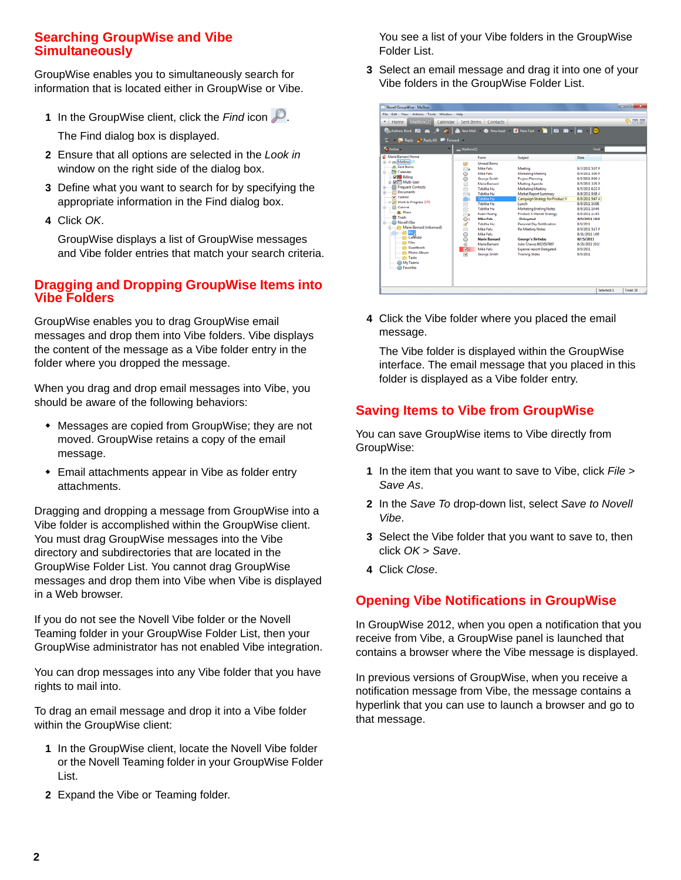## Searching GroupWise and Vibe Simultaneously

GroupWise enables you to simultaneously search for information that is located either in GroupWise or Vibe.

1. In the GroupWise client, click the *Find* icon.

   The Find dialog box is displayed.
2. Ensure that all options are selected in the *Look in* window on the right side of the dialog box.
3. Define what you want to search for by specifying the appropriate information in the Find dialog box.
4. Click *OK*.

   GroupWise displays a list of GroupWise messages and Vibe folder entries that match your search criteria.

## Dragging and Dropping GroupWise Items into Vibe Folders

GroupWise enables you to drag GroupWise email messages and drop them into Vibe folders. Vibe displays the content of the message as a Vibe folder entry in the folder where you dropped the message.

When you drag and drop email messages into Vibe, you should be aware of the following behaviors:

- Messages are copied from GroupWise; they are not moved. GroupWise retains a copy of the email message.
- Email attachments appear in Vibe as folder entry attachments.

Dragging and dropping a message from GroupWise into a Vibe folder is accomplished within the GroupWise client. You must drag GroupWise messages into the Vibe directory and subdirectories that are located in the GroupWise Folder List. You cannot drag GroupWise messages and drop them into Vibe when Vibe is displayed in a Web browser.

If you do not see the Novell Vibe folder or the Novell Teaming folder in your GroupWise Folder List, then your GroupWise administrator has not enabled Vibe integration.

You can drop messages into any Vibe folder that you have rights to mail into.

To drag an email message and drop it into a Vibe folder within the GroupWise client:

1. In the GroupWise client, locate the Novell Vibe folder or the Novell Teaming folder in your GroupWise Folder List.
2. Expand the Vibe or Teaming folder.

   You see a list of your Vibe folders in the GroupWise Folder List.
3. Select an email message and drag it into one of your Vibe folders in the GroupWise Folder List.
4. Click the Vibe folder where you placed the email message.

   The Vibe folder is displayed within the GroupWise interface. The email message that you placed in this folder is displayed as a Vibe folder entry.

## Saving Items to Vibe from GroupWise

You can save GroupWise items to Vibe directly from GroupWise:

1. In the item that you want to save to Vibe, click *File* > *Save As*.
2. In the *Save To* drop-down list, select *Save to Novell Vibe*.
3. Select the Vibe folder that you want to save to, then click *OK* > *Save*.
4. Click *Close*.

## Opening Vibe Notifications in GroupWise

In GroupWise 2012, when you open a notification that you receive from Vibe, a GroupWise panel is launched that contains a browser where the Vibe message is displayed.

In previous versions of GroupWise, when you receive a notification message from Vibe, the message contains a hyperlink that you can use to launch a browser and go to that message.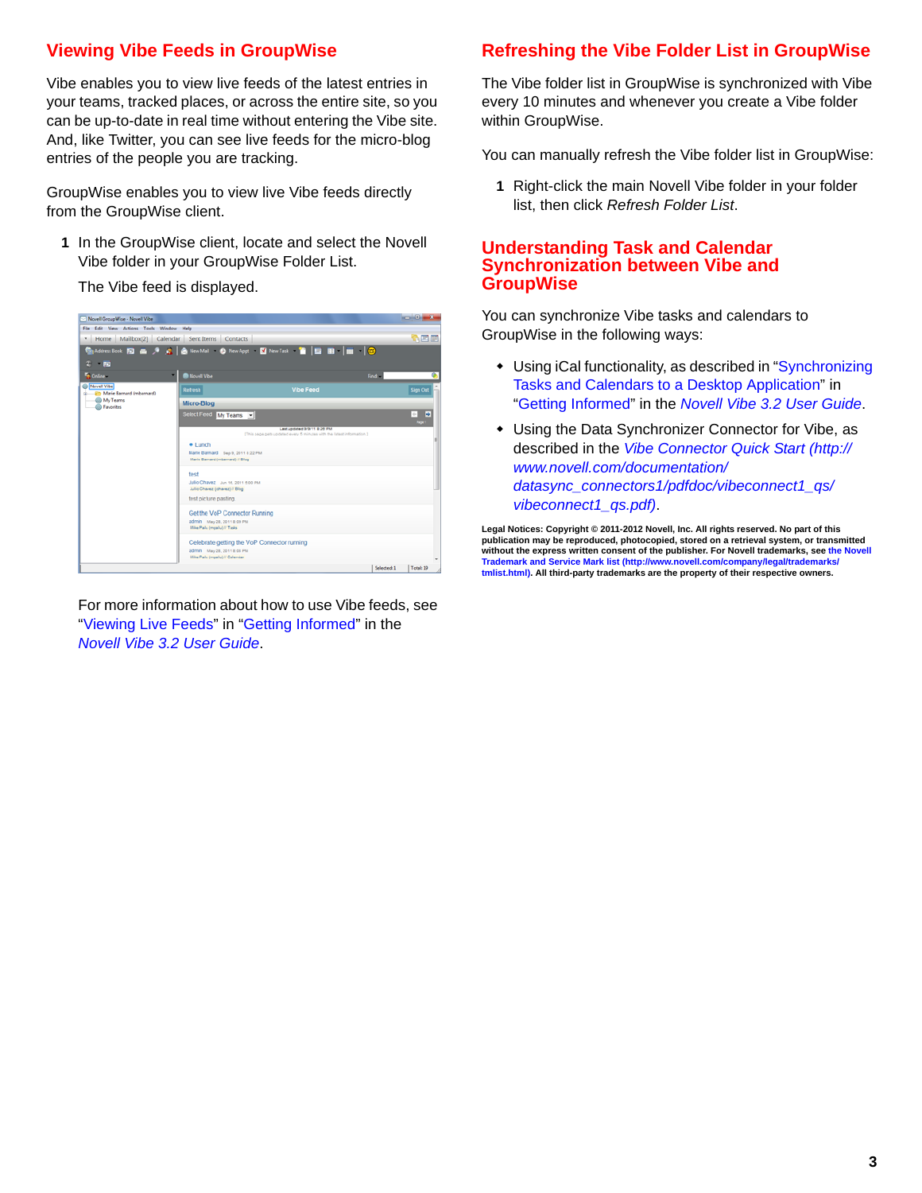## Viewing Vibe Feeds in GroupWise

Vibe enables you to view live feeds of the latest entries in your teams, tracked places, or across the entire site, so you can be up-to-date in real time without entering the Vibe site. And, like Twitter, you can see live feeds for the micro-blog entries of the people you are tracking.

GroupWise enables you to view live Vibe feeds directly from the GroupWise client.

1. In the GroupWise client, locate and select the Novell Vibe folder in your GroupWise Folder List.

   The Vibe feed is displayed.

For more information about how to use Vibe feeds, see "Viewing Live Feeds" in "Getting Informed" in the *Novell Vibe 3.2 User Guide*.

## Refreshing the Vibe Folder List in GroupWise

The Vibe folder list in GroupWise is synchronized with Vibe every 10 minutes and whenever you create a Vibe folder within GroupWise.

You can manually refresh the Vibe folder list in GroupWise:

1. Right-click the main Novell Vibe folder in your folder list, then click *Refresh Folder List*.

## Understanding Task and Calendar Synchronization between Vibe and GroupWise

You can synchronize Vibe tasks and calendars to GroupWise in the following ways:

- Using iCal functionality, as described in "Synchronizing Tasks and Calendars to a Desktop Application" in "Getting Informed" in the *Novell Vibe 3.2 User Guide*.
- Using the Data Synchronizer Connector for Vibe, as described in the *Vibe Connector Quick Start (http://www.novell.com/documentation/datasync_connectors1/pdfdoc/vibeconnect1_qs/vibeconnect1_qs.pdf)*.

**Legal Notices: Copyright © 2011-2012 Novell, Inc. All rights reserved. No part of this publication may be reproduced, photocopied, stored on a retrieval system, or transmitted without the express written consent of the publisher. For Novell trademarks, see the Novell Trademark and Service Mark list (http://www.novell.com/company/legal/trademarks/tmlist.html). All third-party trademarks are the property of their respective owners.**